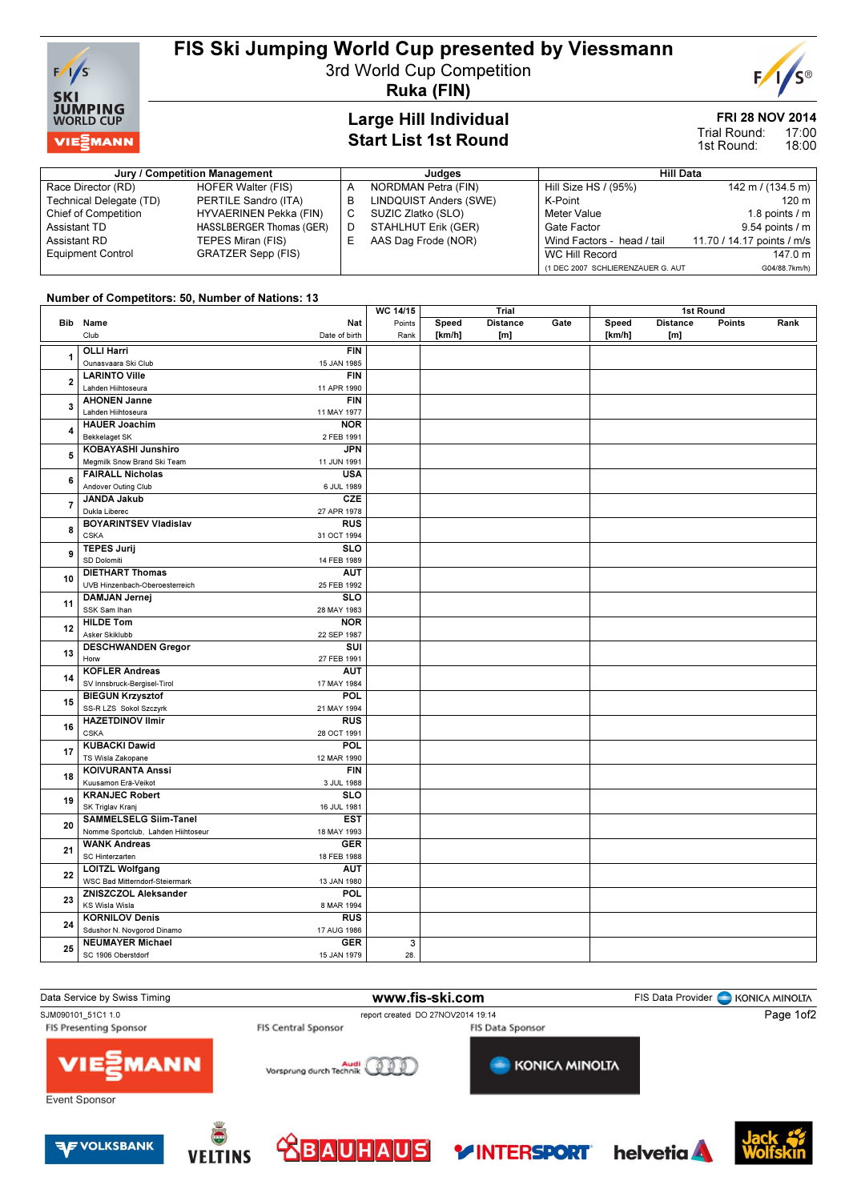# FIS Ski Jumping World Cup presented by Viessmann

3rd World Cup Competition

**Ruka (FIN)**

## Large Hill Individual
## Start List 1st Round

**FRI 28 NOV 2014**
Trial Round: 17:00
1st Round: 18:00

| Jury / Competition Management | | Judges | | Hill Data | |
|---|---|---|---|---|---|
| Race Director (RD) | HOFER Walter (FIS) | A | NORDMAN Petra (FIN) | Hill Size HS / (95%) | 142 m / (134.5 m) |
| Technical Delegate (TD) | PERTILE Sandro (ITA) | B | LINDQUIST Anders (SWE) | K-Point | 120 m |
| Chief of Competition | HYVAERINEN Pekka (FIN) | C | SUZIC Zlatko (SLO) | Meter Value | 1.8 points / m |
| Assistant TD | HASSLBERGER Thomas (GER) | D | STAHLHUT Erik (GER) | Gate Factor | 9.54 points / m |
| Assistant RD | TEPES Miran (FIS) | E | AAS Dag Frode (NOR) | Wind Factors - head / tail | 11.70 / 14.17 points / m/s |
| Equipment Control | GRATZER Sepp (FIS) | | | WC Hill Record | 147.0 m |
| | | | | (1 DEC 2007 SCHLIERENZAUER G. AUT | G04/88.7km/h) |

**Number of Competitors: 50, Number of Nations: 13**

| Bib | Name / Club | Nat / Date of birth | WC 14/15 Points / Rank | Trial Speed [km/h] | Trial Distance [m] | Trial Gate | 1st Round Speed [km/h] | 1st Round Distance [m] | 1st Round Points | 1st Round Rank |
|---|---|---|---|---|---|---|---|---|---|---|
| 1 | **OLLI Harri** Ounasvaara Ski Club | **FIN** 15 JAN 1985 | | | | | | | | |
| 2 | **LARINTO Ville** Lahden Hiihtoseura | **FIN** 11 APR 1990 | | | | | | | | |
| 3 | **AHONEN Janne** Lahden Hiihtoseura | **FIN** 11 MAY 1977 | | | | | | | | |
| 4 | **HAUER Joachim** Bekkelaget SK | **NOR** 2 FEB 1991 | | | | | | | | |
| 5 | **KOBAYASHI Junshiro** Megmilk Snow Brand Ski Team | **JPN** 11 JUN 1991 | | | | | | | | |
| 6 | **FAIRALL Nicholas** Andover Outing Club | **USA** 6 JUL 1989 | | | | | | | | |
| 7 | **JANDA Jakub** Dukla Liberec | **CZE** 27 APR 1978 | | | | | | | | |
| 8 | **BOYARINTSEV Vladislav** CSKA | **RUS** 31 OCT 1994 | | | | | | | | |
| 9 | **TEPES Jurij** SD Dolomiti | **SLO** 14 FEB 1989 | | | | | | | | |
| 10 | **DIETHART Thomas** UVB Hinzenbach-Oberoesterreich | **AUT** 25 FEB 1992 | | | | | | | | |
| 11 | **DAMJAN Jernej** SSK Sam Ihan | **SLO** 28 MAY 1983 | | | | | | | | |
| 12 | **HILDE Tom** Asker Skiklubb | **NOR** 22 SEP 1987 | | | | | | | | |
| 13 | **DESCHWANDEN Gregor** Horw | **SUI** 27 FEB 1991 | | | | | | | | |
| 14 | **KOFLER Andreas** SV Innsbruck-Bergisel-Tirol | **AUT** 17 MAY 1984 | | | | | | | | |
| 15 | **BIEGUN Krzysztof** SS-R LZS Sokol Szczyrk | **POL** 21 MAY 1994 | | | | | | | | |
| 16 | **HAZETDINOV Ilmir** CSKA | **RUS** 28 OCT 1991 | | | | | | | | |
| 17 | **KUBACKI Dawid** TS Wisla Zakopane | **POL** 12 MAR 1990 | | | | | | | | |
| 18 | **KOIVURANTA Anssi** Kuusamon Erä-Veikot | **FIN** 3 JUL 1988 | | | | | | | | |
| 19 | **KRANJEC Robert** SK Triglav Kranj | **SLO** 16 JUL 1981 | | | | | | | | |
| 20 | **SAMMELSELG Siim-Tanel** Nomme Sportclub, Lahden Hiihtoseur | **EST** 18 MAY 1993 | | | | | | | | |
| 21 | **WANK Andreas** SC Hinterzarten | **GER** 18 FEB 1988 | | | | | | | | |
| 22 | **LOITZL Wolfgang** WSC Bad Mitterndorf-Steiermark | **AUT** 13 JAN 1980 | | | | | | | | |
| 23 | **ZNISZCZOL Aleksander** KS Wisla Wisla | **POL** 8 MAR 1994 | | | | | | | | |
| 24 | **KORNILOV Denis** Sdushor N. Novgorod Dinamo | **RUS** 17 AUG 1986 | | | | | | | | |
| 25 | **NEUMAYER Michael** SC 1906 Oberstdorf | **GER** 15 JAN 1979 | 3 / 28. | | | | | | | |

Data Service by Swiss Timing | www.fis-ski.com | FIS Data Provider KONICA MINOLTA

SJM090101_51C1 1.0 report created DO 27NOV2014 19:14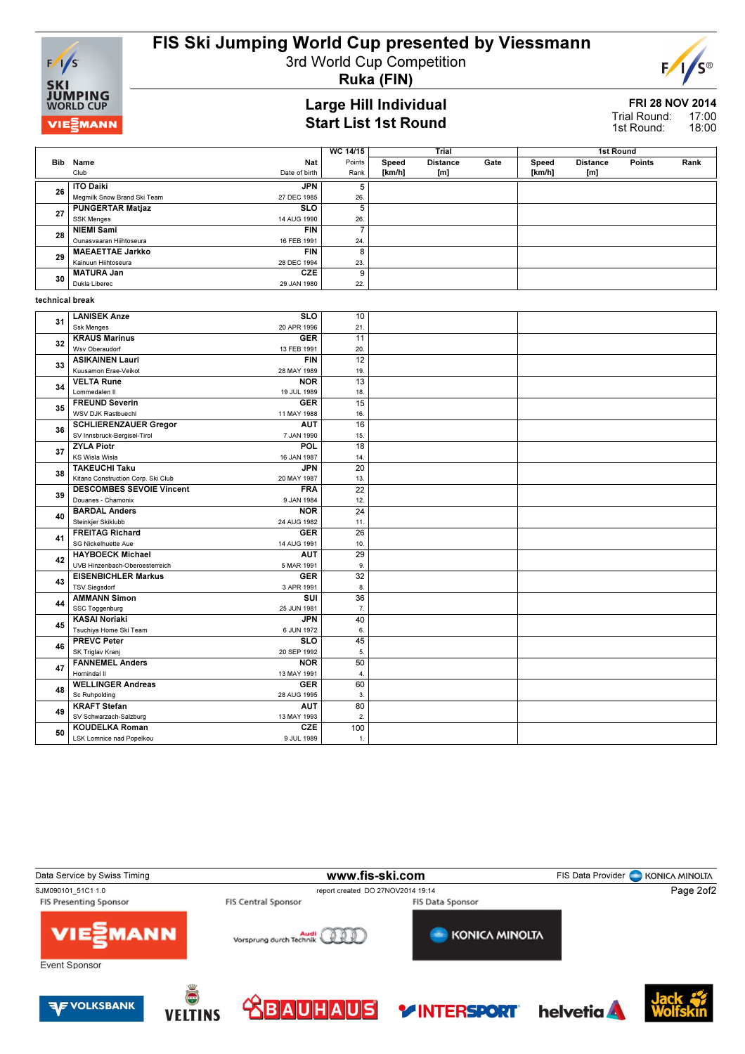# FIS Ski Jumping World Cup presented by Viessmann

3rd World Cup Competition

**Ruka (FIN)**

## Large Hill Individual
## Start List 1st Round

**FRI 28 NOV 2014**

Trial Round: 17:00

1st Round: 18:00

| Bib | Name / Club | Nat / Date of birth | WC 14/15 Points / Rank | Trial Speed [km/h] | Trial Distance [m] | Trial Gate | 1st Round Speed [km/h] | 1st Round Distance [m] | 1st Round Points | 1st Round Rank |
|---|---|---|---|---|---|---|---|---|---|---|
| 26 | **ITO Daiki** Megmilk Snow Brand Ski Team | **JPN** 27 DEC 1985 | 5 26. | | | | | | | |
| 27 | **PUNGERTAR Matjaz** SSK Menges | **SLO** 14 AUG 1990 | 5 26. | | | | | | | |
| 28 | **NIEMI Sami** Ounasvaaran Hiihtoseura | **FIN** 16 FEB 1991 | 7 24. | | | | | | | |
| 29 | **MAEAETTAE Jarkko** Kainuun Hiihtoseura | **FIN** 28 DEC 1994 | 8 23. | | | | | | | |
| 30 | **MATURA Jan** Dukla Liberec | **CZE** 29 JAN 1980 | 9 22. | | | | | | | |

technical break

| Bib | Name / Club | Nat / Date of birth | WC 14/15 Points / Rank | Trial Speed [km/h] | Trial Distance [m] | Trial Gate | 1st Round Speed [km/h] | 1st Round Distance [m] | 1st Round Points | 1st Round Rank |
|---|---|---|---|---|---|---|---|---|---|---|
| 31 | **LANISEK Anze** Ssk Menges | **SLO** 20 APR 1996 | 10 21. | | | | | | | |
| 32 | **KRAUS Marinus** Wsv Oberaudorf | **GER** 13 FEB 1991 | 11 20. | | | | | | | |
| 33 | **ASIKAINEN Lauri** Kuusamon Erae-Veikot | **FIN** 28 MAY 1989 | 12 19. | | | | | | | |
| 34 | **VELTA Rune** Lommedalen Il | **NOR** 19 JUL 1989 | 13 18. | | | | | | | |
| 35 | **FREUND Severin** WSV DJK Rastbuechl | **GER** 11 MAY 1988 | 15 16. | | | | | | | |
| 36 | **SCHLIERENZAUER Gregor** SV Innsbruck-Bergisel-Tirol | **AUT** 7 JAN 1990 | 16 15. | | | | | | | |
| 37 | **ZYLA Piotr** KS Wisla Wisla | **POL** 16 JAN 1987 | 18 14. | | | | | | | |
| 38 | **TAKEUCHI Taku** Kitano Construction Corp. Ski Club | **JPN** 20 MAY 1987 | 20 13. | | | | | | | |
| 39 | **DESCOMBES SEVOIE Vincent** Douanes - Chamonix | **FRA** 9 JAN 1984 | 22 12. | | | | | | | |
| 40 | **BARDAL Anders** Steinkjer Skiklubb | **NOR** 24 AUG 1982 | 24 11. | | | | | | | |
| 41 | **FREITAG Richard** SG Nickelhuette Aue | **GER** 14 AUG 1991 | 26 10. | | | | | | | |
| 42 | **HAYBOECK Michael** UVB Hinzenbach-Oberoesterreich | **AUT** 5 MAR 1991 | 29 9. | | | | | | | |
| 43 | **EISENBICHLER Markus** TSV Siegsdorf | **GER** 3 APR 1991 | 32 8. | | | | | | | |
| 44 | **AMMANN Simon** SSC Toggenburg | **SUI** 25 JUN 1981 | 36 7. | | | | | | | |
| 45 | **KASAI Noriaki** Tsuchiya Home Ski Team | **JPN** 6 JUN 1972 | 40 6. | | | | | | | |
| 46 | **PREVC Peter** SK Triglav Kranj | **SLO** 20 SEP 1992 | 45 5. | | | | | | | |
| 47 | **FANNEMEL Anders** Hornindal Il | **NOR** 13 MAY 1991 | 50 4. | | | | | | | |
| 48 | **WELLINGER Andreas** Sc Ruhpolding | **GER** 28 AUG 1995 | 60 3. | | | | | | | |
| 49 | **KRAFT Stefan** SV Schwarzach-Salzburg | **AUT** 13 MAY 1993 | 80 2. | | | | | | | |
| 50 | **KOUDELKA Roman** LSK Lomnice nad Popelkou | **CZE** 9 JUL 1989 | 100 1. | | | | | | | |

Data Service by Swiss Timing — www.fis-ski.com — FIS Data Provider KONICA MINOLTA

SJM090101_51C1 1.0 — report created DO 27NOV2014 19:14